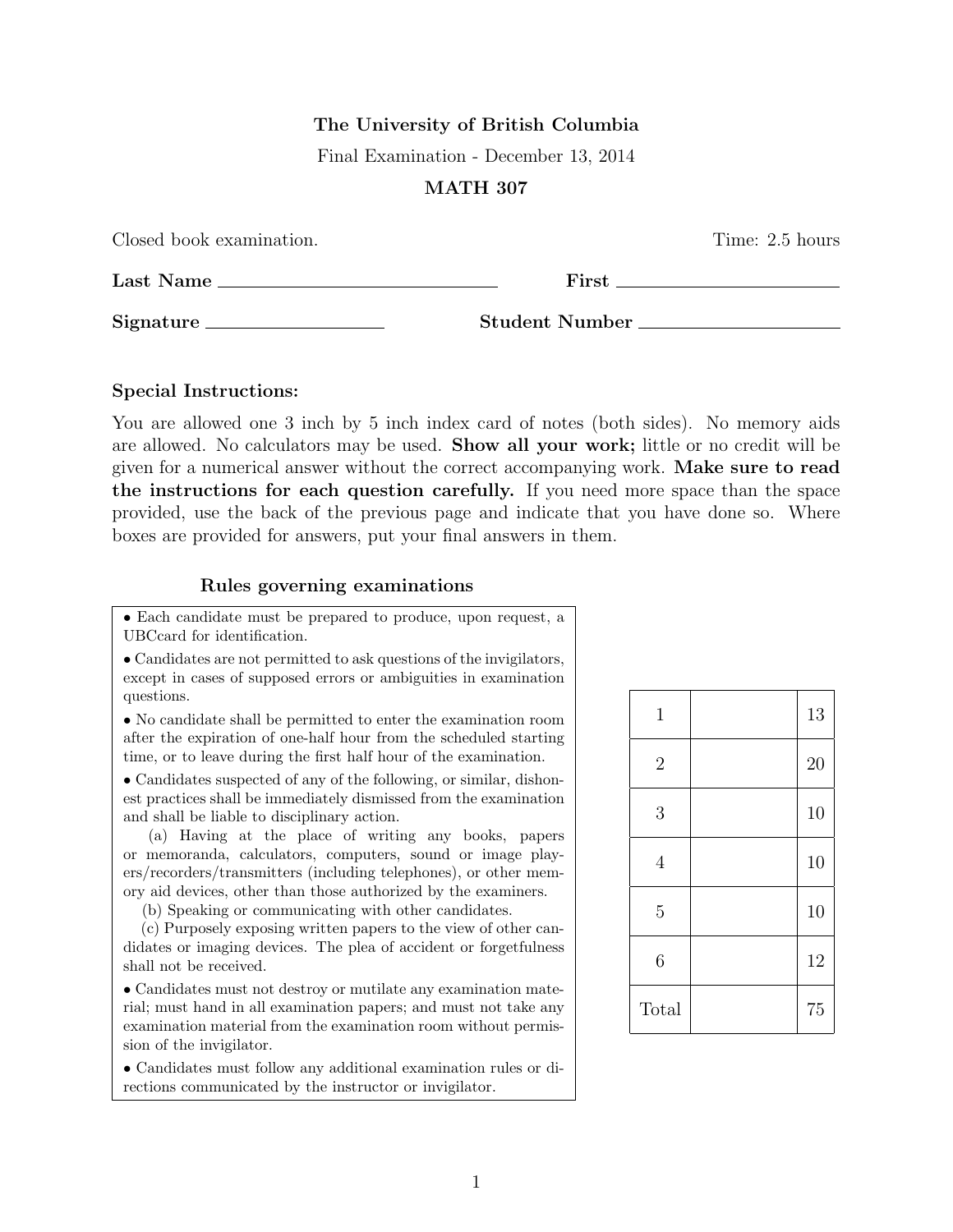**The University of British Columbia**

Final Examination - December 13, 2014

**MATH 307**

Closed book examination. Time: 2.5 hours

**Last Name** \_\_\_\_\_\_\_\_\_\_\_\_\_\_\_\_\_\_\_\_\_\_\_\_\_\_\_\_ **First** \_\_\_\_\_\_\_\_\_\_\_\_\_\_\_\_\_\_\_\_\_\_\_\_

**Signature** \_\_\_\_\_\_\_\_\_\_\_\_\_\_\_\_\_\_ **Student Number** \_\_\_\_\_\_\_\_\_\_\_\_\_\_\_\_\_\_\_\_\_\_

### Special Instructions:

You are allowed one 3 inch by 5 inch index card of notes (both sides). No memory aids are allowed. No calculators may be used. **Show all your work;** little or no credit will be given for a numerical answer without the correct accompanying work. **Make sure to read the instructions for each question carefully.** If you need more space than the space provided, use the back of the previous page and indicate that you have done so. Where boxes are provided for answers, put your final answers in them.

### Rules governing examinations

- Each candidate must be prepared to produce, upon request, a UBCcard for identification.
- Candidates are not permitted to ask questions of the invigilators, except in cases of supposed errors or ambiguities in examination questions.
- No candidate shall be permitted to enter the examination room after the expiration of one-half hour from the scheduled starting time, or to leave during the first half hour of the examination.
- Candidates suspected of any of the following, or similar, dishonest practices shall be immediately dismissed from the examination and shall be liable to disciplinary action.
  
  (a) Having at the place of writing any books, papers or memoranda, calculators, computers, sound or image players/recorders/transmitters (including telephones), or other memory aid devices, other than those authorized by the examiners.
  
  (b) Speaking or communicating with other candidates.
  
  (c) Purposely exposing written papers to the view of other candidates or imaging devices. The plea of accident or forgetfulness shall not be received.
- Candidates must not destroy or mutilate any examination material; must hand in all examination papers; and must not take any examination material from the examination room without permission of the invigilator.
- Candidates must follow any additional examination rules or directions communicated by the instructor or invigilator.

| | | |
|---|---|---|
| 1 | | 13 |
| 2 | | 20 |
| 3 | | 10 |
| 4 | | 10 |
| 5 | | 10 |
| 6 | | 12 |
| Total | | 75 |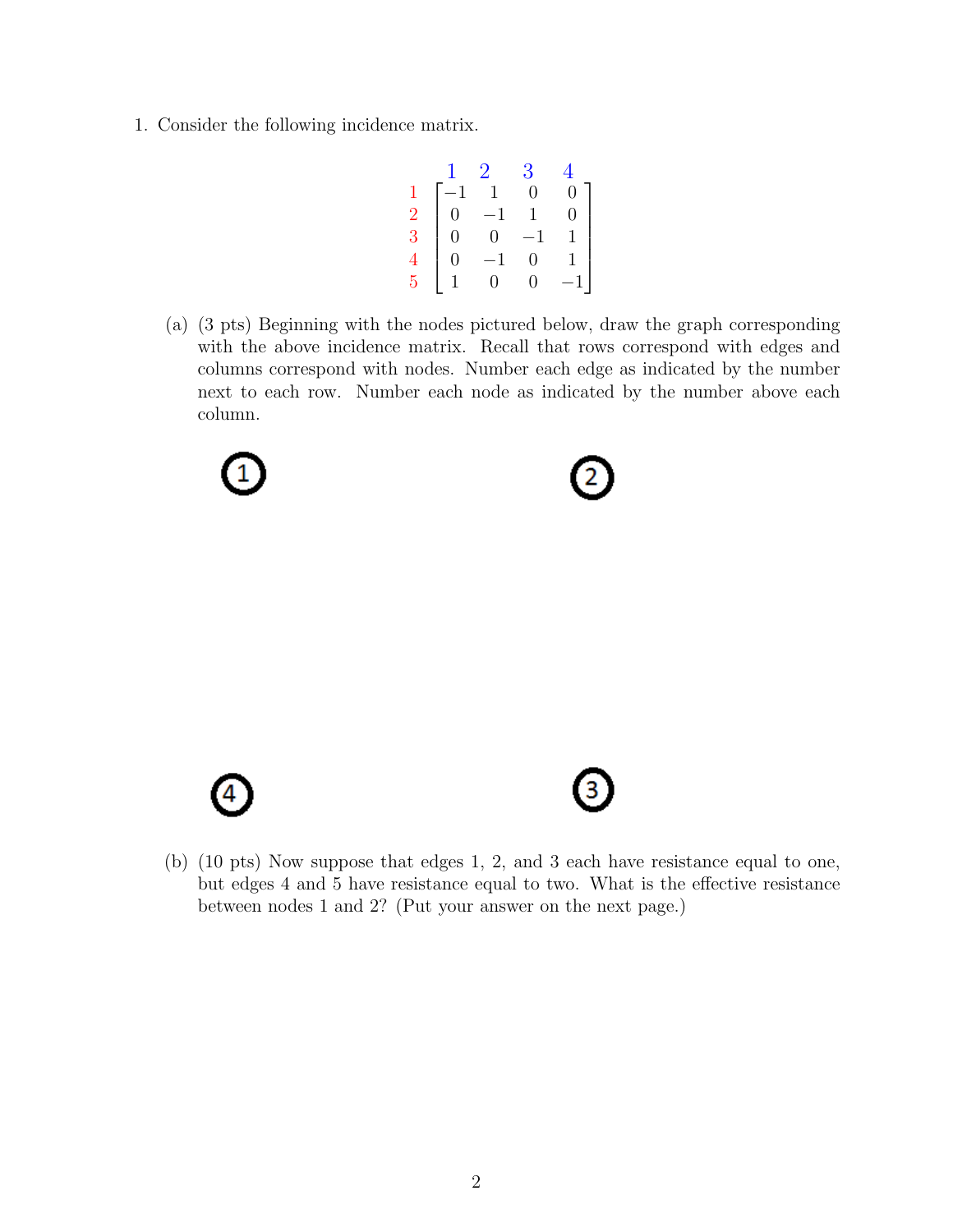1. Consider the following incidence matrix.

$$\begin{array}{c} \\ 1 \\ 2 \\ 3 \\ 4 \\ 5 \end{array} \begin{array}{c} \begin{array}{cccc} 1 & 2 & 3 & 4 \end{array} \\ \begin{bmatrix} -1 & 1 & 0 & 0 \\ 0 & -1 & 1 & 0 \\ 0 & 0 & -1 & 1 \\ 0 & -1 & 0 & 1 \\ 1 & 0 & 0 & -1 \end{bmatrix} \end{array}$$

(a) (3 pts) Beginning with the nodes pictured below, draw the graph corresponding with the above incidence matrix. Recall that rows correspond with edges and columns correspond with nodes. Number each edge as indicated by the number next to each row. Number each node as indicated by the number above each column.

① ②

④ ③

(b) (10 pts) Now suppose that edges 1, 2, and 3 each have resistance equal to one, but edges 4 and 5 have resistance equal to two. What is the effective resistance between nodes 1 and 2? (Put your answer on the next page.)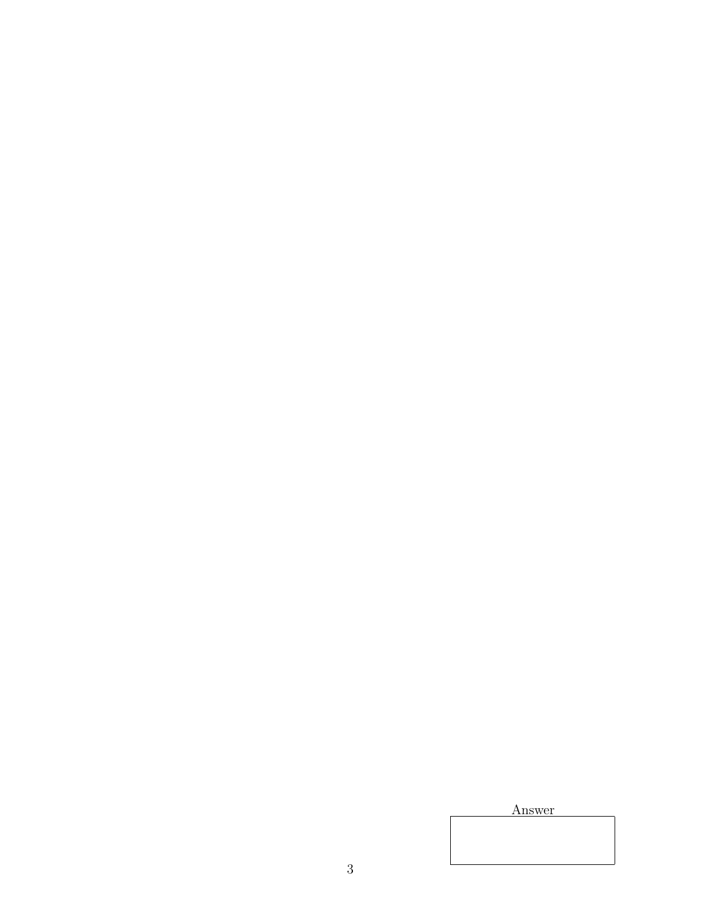Answer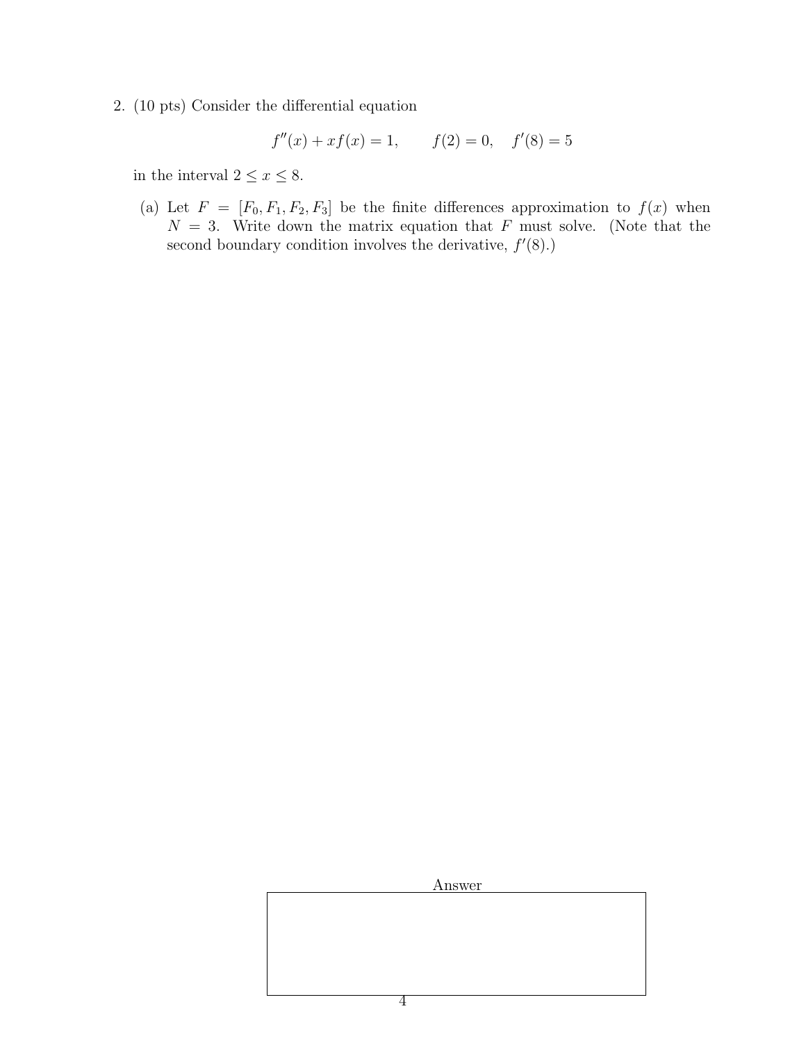2. (10 pts) Consider the differential equation

$$f''(x) + xf(x) = 1, \qquad f(2) = 0, \quad f'(8) = 5$$

in the interval $2 \le x \le 8$.

(a) Let $F = [F_0, F_1, F_2, F_3]$ be the finite differences approximation to $f(x)$ when $N = 3$. Write down the matrix equation that $F$ must solve. (Note that the second boundary condition involves the derivative, $f'(8)$.)

Answer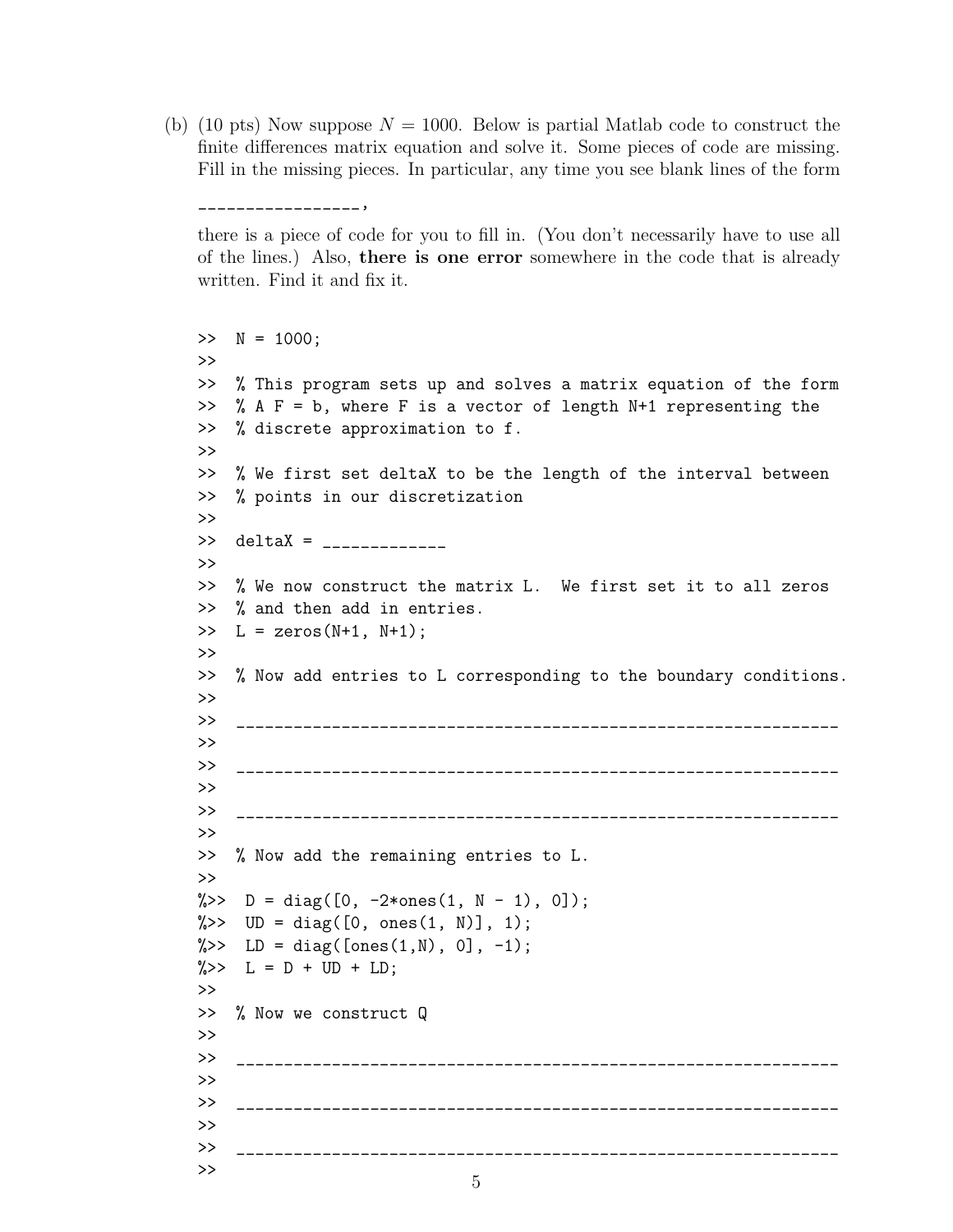(b) (10 pts) Now suppose $N = 1000$. Below is partial Matlab code to construct the finite differences matrix equation and solve it. Some pieces of code are missing. Fill in the missing pieces. In particular, any time you see blank lines of the form

\_\_\_\_\_\_\_\_\_\_\_\_\_\_\_\_\_,

there is a piece of code for you to fill in. (You don't necessarily have to use all of the lines.) Also, **there is one error** somewhere in the code that is already written. Find it and fix it.

```
>>  N = 1000;
>>
>>  % This program sets up and solves a matrix equation of the form
>>  % A F = b, where F is a vector of length N+1 representing the
>>  % discrete approximation to f.
>>
>>  % We first set deltaX to be the length of the interval between
>>  % points in our discretization
>>
>>  deltaX = _____________
>>
>>  % We now construct the matrix L.  We first set it to all zeros
>>  % and then add in entries.
>>  L = zeros(N+1, N+1);
>>
>>  % Now add entries to L corresponding to the boundary conditions.
>>
>>  _______________________________________________________________
>>
>>  _______________________________________________________________
>>
>>  _______________________________________________________________
>>
>>  % Now add the remaining entries to L.
>>
%>>  D = diag([0, -2*ones(1, N - 1), 0]);
%>>  UD = diag([0, ones(1, N)], 1);
%>>  LD = diag([ones(1,N), 0], -1);
%>>  L = D + UD + LD;
>>
>>  % Now we construct Q
>>
>>  _______________________________________________________________
>>
>>  _______________________________________________________________
>>
>>  _______________________________________________________________
>>
```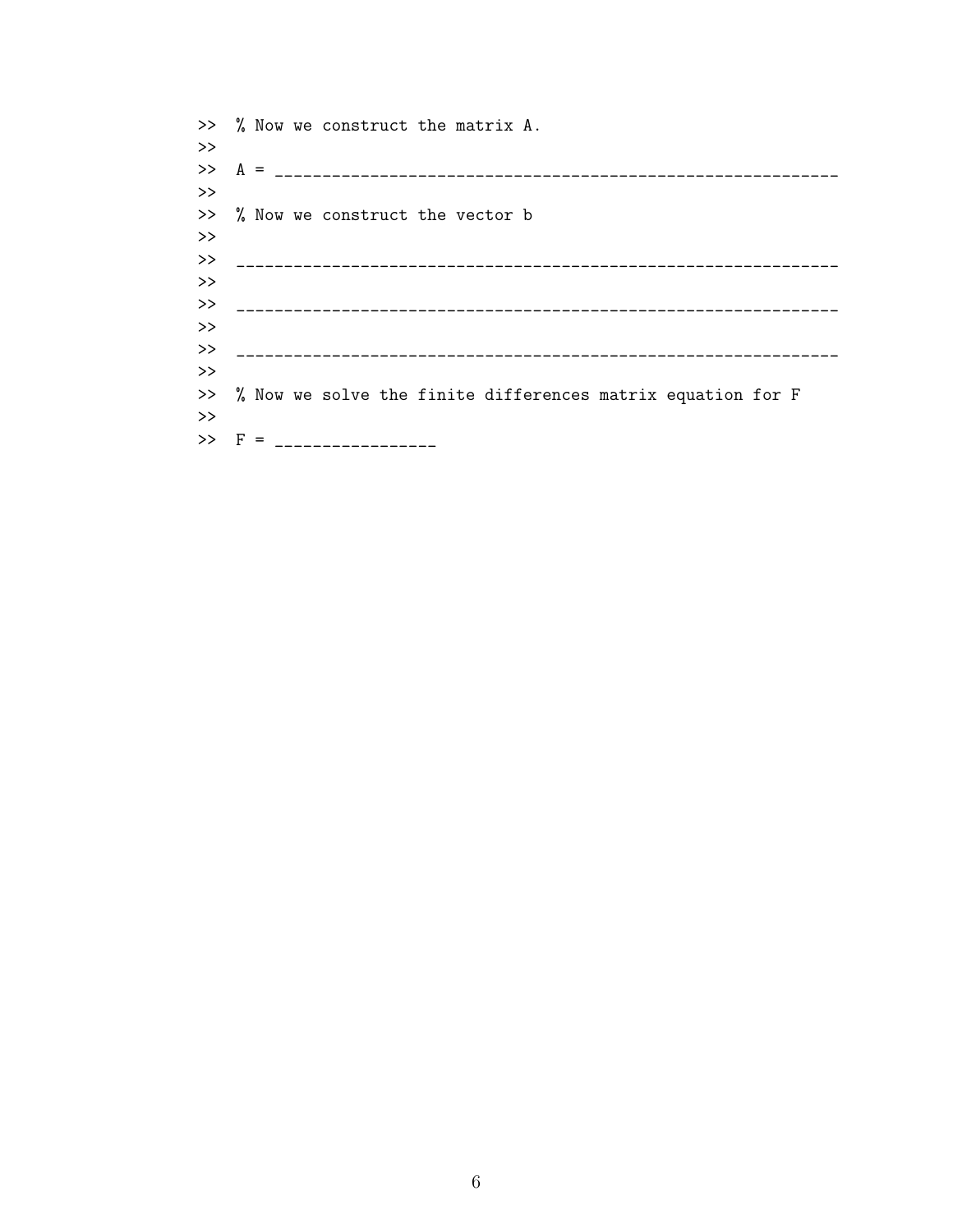```
>>  % Now we construct the matrix A.
>>
>>  A = ___________________________________________________________
>>
>>  % Now we construct the vector b
>>
>>  _______________________________________________________________
>>
>>  _______________________________________________________________
>>
>>  _______________________________________________________________
>>
>>  % Now we solve the finite differences matrix equation for F
>>
>>  F = _________________
```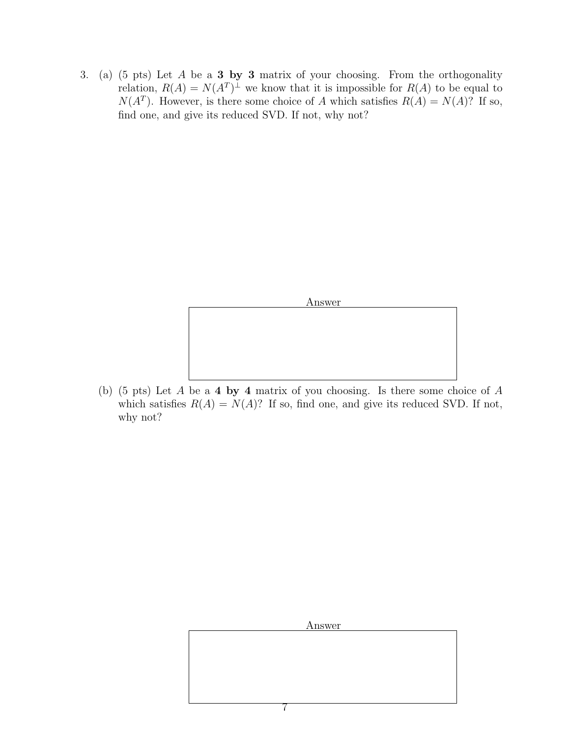3. (a) (5 pts) Let $A$ be a **3 by 3** matrix of your choosing. From the orthogonality relation, $R(A) = N(A^T)^{\perp}$ we know that it is impossible for $R(A)$ to be equal to $N(A^T)$. However, is there some choice of $A$ which satisfies $R(A) = N(A)$? If so, find one, and give its reduced SVD. If not, why not?

Answer

(b) (5 pts) Let $A$ be a **4 by 4** matrix of you choosing. Is there some choice of $A$ which satisfies $R(A) = N(A)$? If so, find one, and give its reduced SVD. If not, why not?

Answer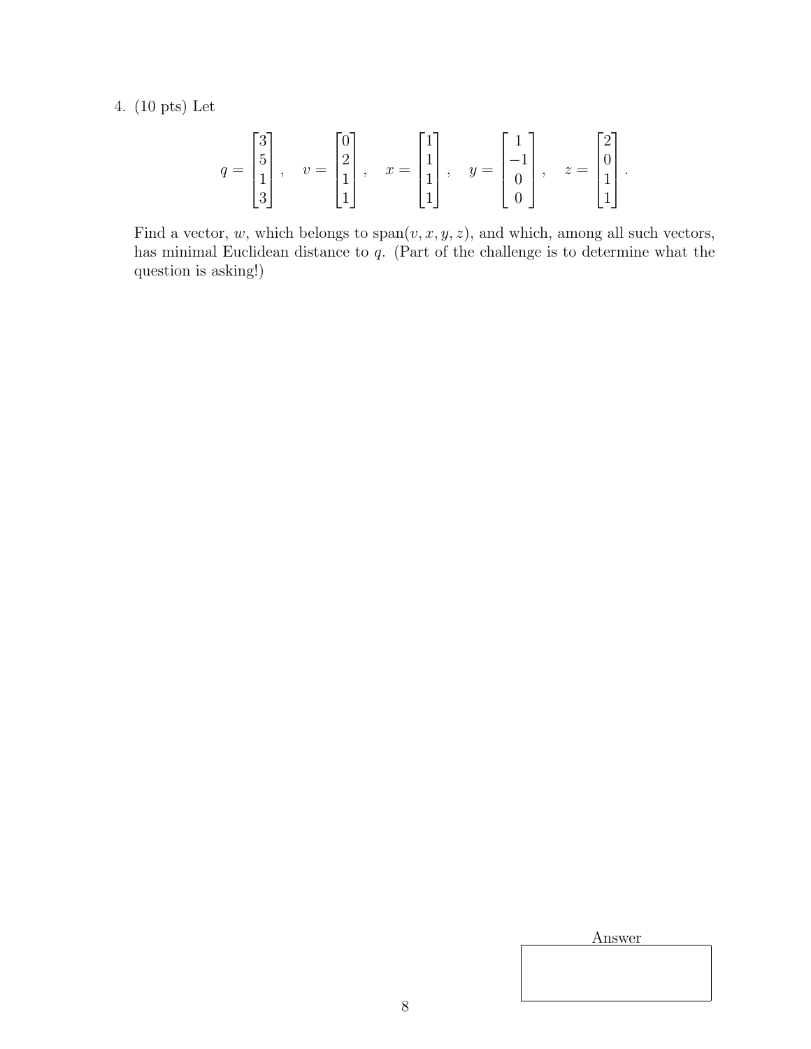4. (10 pts) Let

$$q = \begin{bmatrix} 3 \\ 5 \\ 1 \\ 3 \end{bmatrix}, \quad v = \begin{bmatrix} 0 \\ 2 \\ 1 \\ 1 \end{bmatrix}, \quad x = \begin{bmatrix} 1 \\ 1 \\ 1 \\ 1 \end{bmatrix}, \quad y = \begin{bmatrix} 1 \\ -1 \\ 0 \\ 0 \end{bmatrix}, \quad z = \begin{bmatrix} 2 \\ 0 \\ 1 \\ 1 \end{bmatrix}.$$

Find a vector, $w$, which belongs to $\text{span}(v, x, y, z)$, and which, among all such vectors, has minimal Euclidean distance to $q$. (Part of the challenge is to determine what the question is asking!)

Answer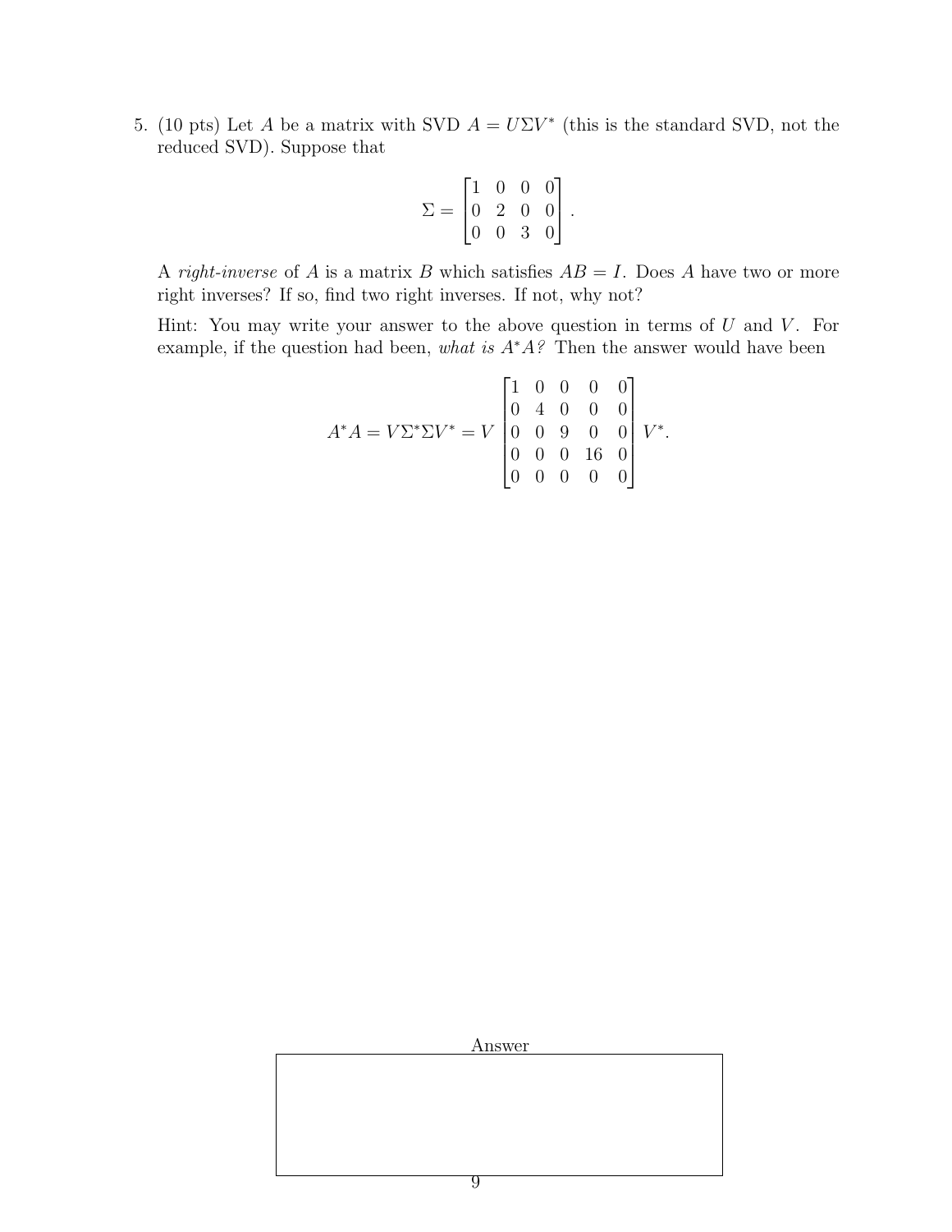5. (10 pts) Let $A$ be a matrix with SVD $A = U\Sigma V^*$ (this is the standard SVD, not the reduced SVD). Suppose that

$$\Sigma = \begin{bmatrix} 1 & 0 & 0 & 0 \\ 0 & 2 & 0 & 0 \\ 0 & 0 & 3 & 0 \end{bmatrix}.$$

A *right-inverse* of $A$ is a matrix $B$ which satisfies $AB = I$. Does $A$ have two or more right inverses? If so, find two right inverses. If not, why not?

Hint: You may write your answer to the above question in terms of $U$ and $V$. For example, if the question had been, *what is $A^*A$?* Then the answer would have been

$$A^*A = V\Sigma^*\Sigma V^* = V \begin{bmatrix} 1 & 0 & 0 & 0 & 0 \\ 0 & 4 & 0 & 0 & 0 \\ 0 & 0 & 9 & 0 & 0 \\ 0 & 0 & 0 & 16 & 0 \\ 0 & 0 & 0 & 0 & 0 \end{bmatrix} V^*.$$

Answer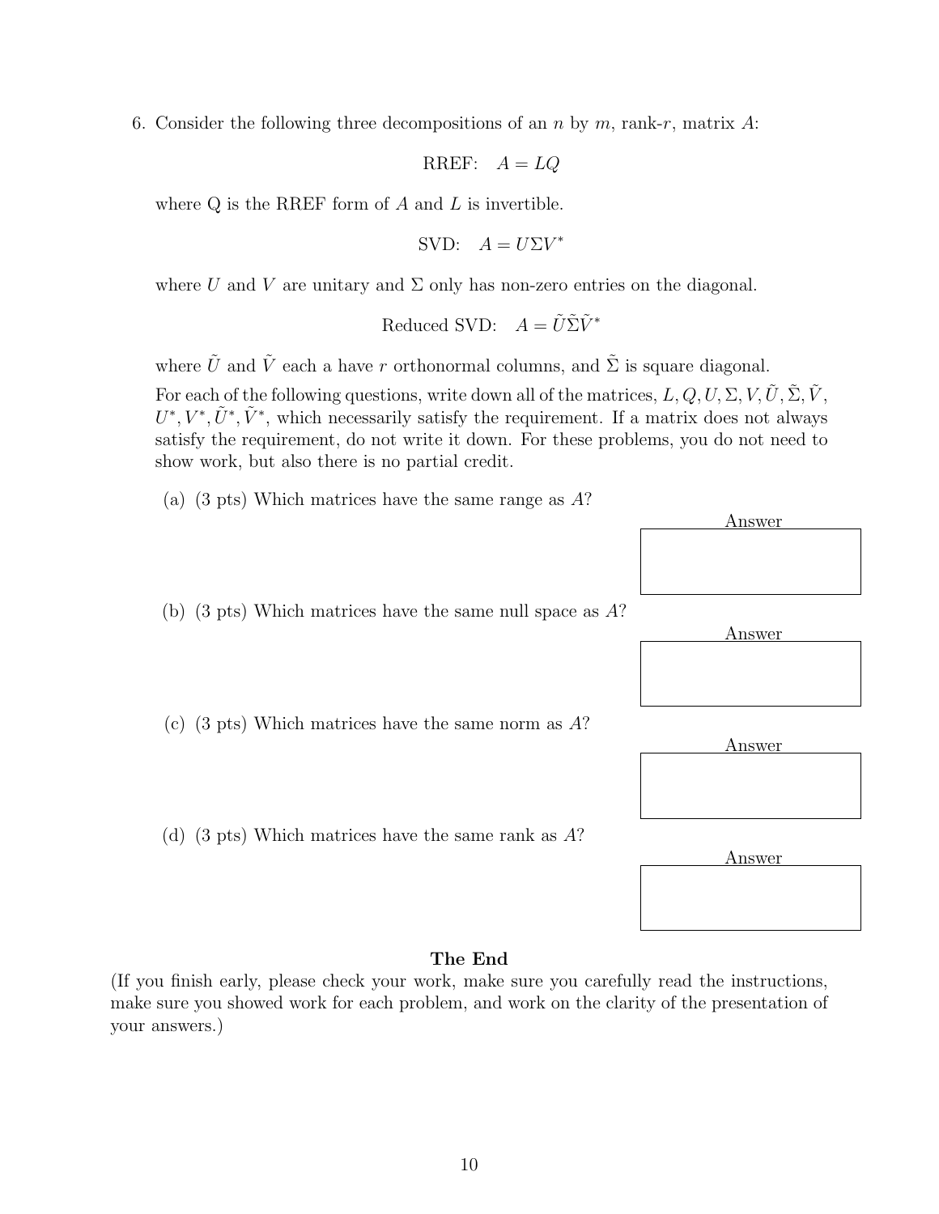6. Consider the following three decompositions of an $n$ by $m$, rank-$r$, matrix $A$:

$$\text{RREF:} \quad A = LQ$$

where Q is the RREF form of $A$ and $L$ is invertible.

$$\text{SVD:} \quad A = U\Sigma V^*$$

where $U$ and $V$ are unitary and $\Sigma$ only has non-zero entries on the diagonal.

$$\text{Reduced SVD:} \quad A = \tilde{U}\tilde{\Sigma}\tilde{V}^*$$

where $\tilde{U}$ and $\tilde{V}$ each a have $r$ orthonormal columns, and $\tilde{\Sigma}$ is square diagonal.

For each of the following questions, write down all of the matrices, $L, Q, U, \Sigma, V, \tilde{U}, \tilde{\Sigma}, \tilde{V}$, $U^*, V^*, \tilde{U}^*, \tilde{V}^*$, which necessarily satisfy the requirement. If a matrix does not always satisfy the requirement, do not write it down. For these problems, you do not need to show work, but also there is no partial credit.

(a) (3 pts) Which matrices have the same range as $A$?

Answer

(b) (3 pts) Which matrices have the same null space as $A$?

Answer

(c) (3 pts) Which matrices have the same norm as $A$?

Answer

(d) (3 pts) Which matrices have the same rank as $A$?

Answer

**The End**

(If you finish early, please check your work, make sure you carefully read the instructions, make sure you showed work for each problem, and work on the clarity of the presentation of your answers.)